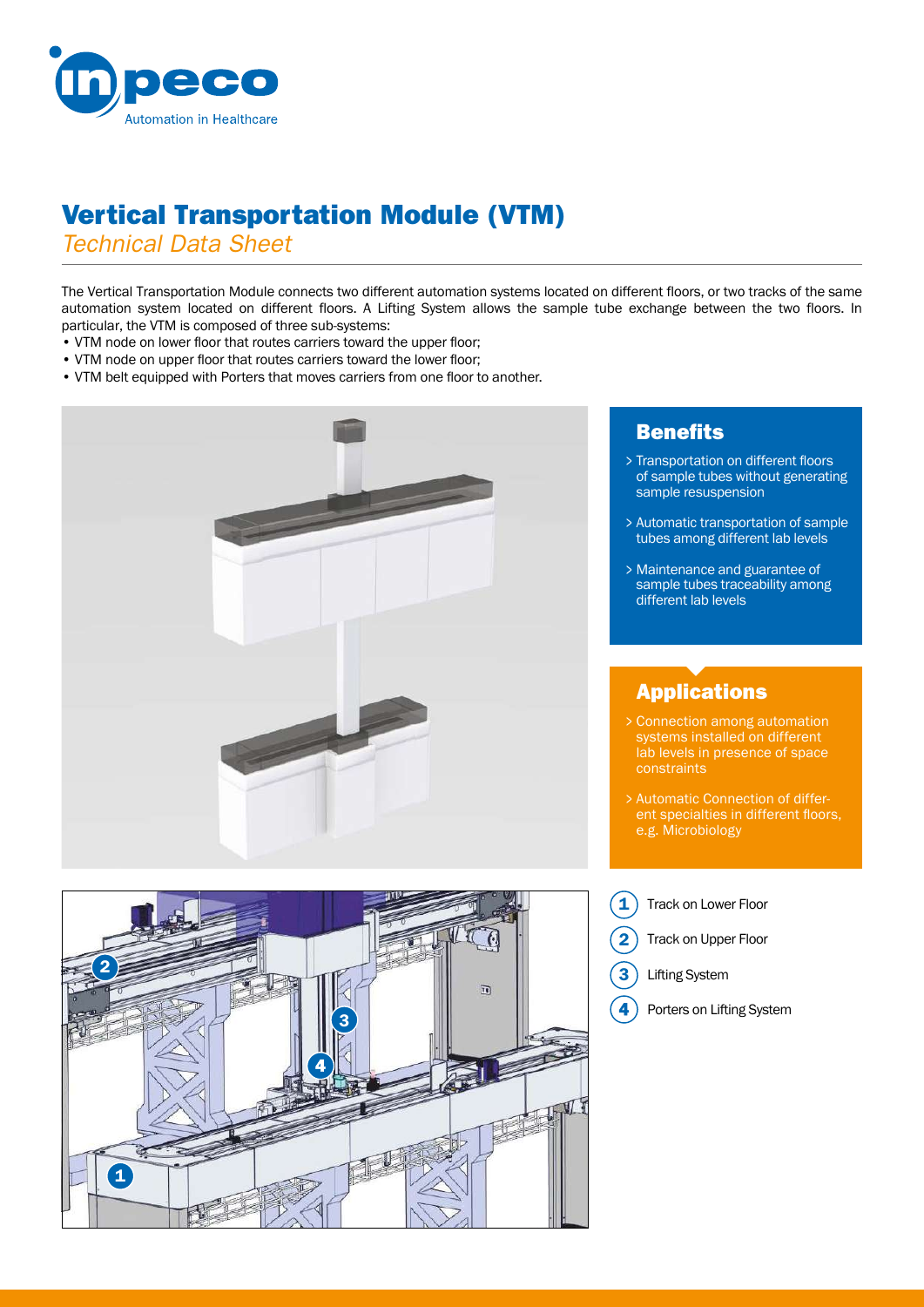# Vertical Transportation Module (VTM)

*Technical Data Sheet*

The Vertical Transportation Module connects two different automation systems located on different floors, or two tracks of the same automation system located on different floors. A Lifting System allows the sample tube exchange between the two floors. In particular, the VTM is composed of three sub-systems:

- VTM node on lower floor that routes carriers toward the upper floor;
- VTM node on upper floor that routes carriers toward the lower floor;
- VTM belt equipped with Porters that moves carriers from one floor to another.

## Benefits

- > Transportation on different floors of sample tubes without generating sample resuspension
- > Automatic transportation of sample tubes among different lab levels
- > Maintenance and guarantee of sample tubes traceability among different lab levels

## Applications

- > Connection among automation systems installed on different lab levels in presence of space constraints
- > Automatic Connection of different specialties in different floors, e.g. Microbiology

1. Track on Lower Floor
2. Track on Upper Floor
3. Lifting System
4. Porters on Lifting System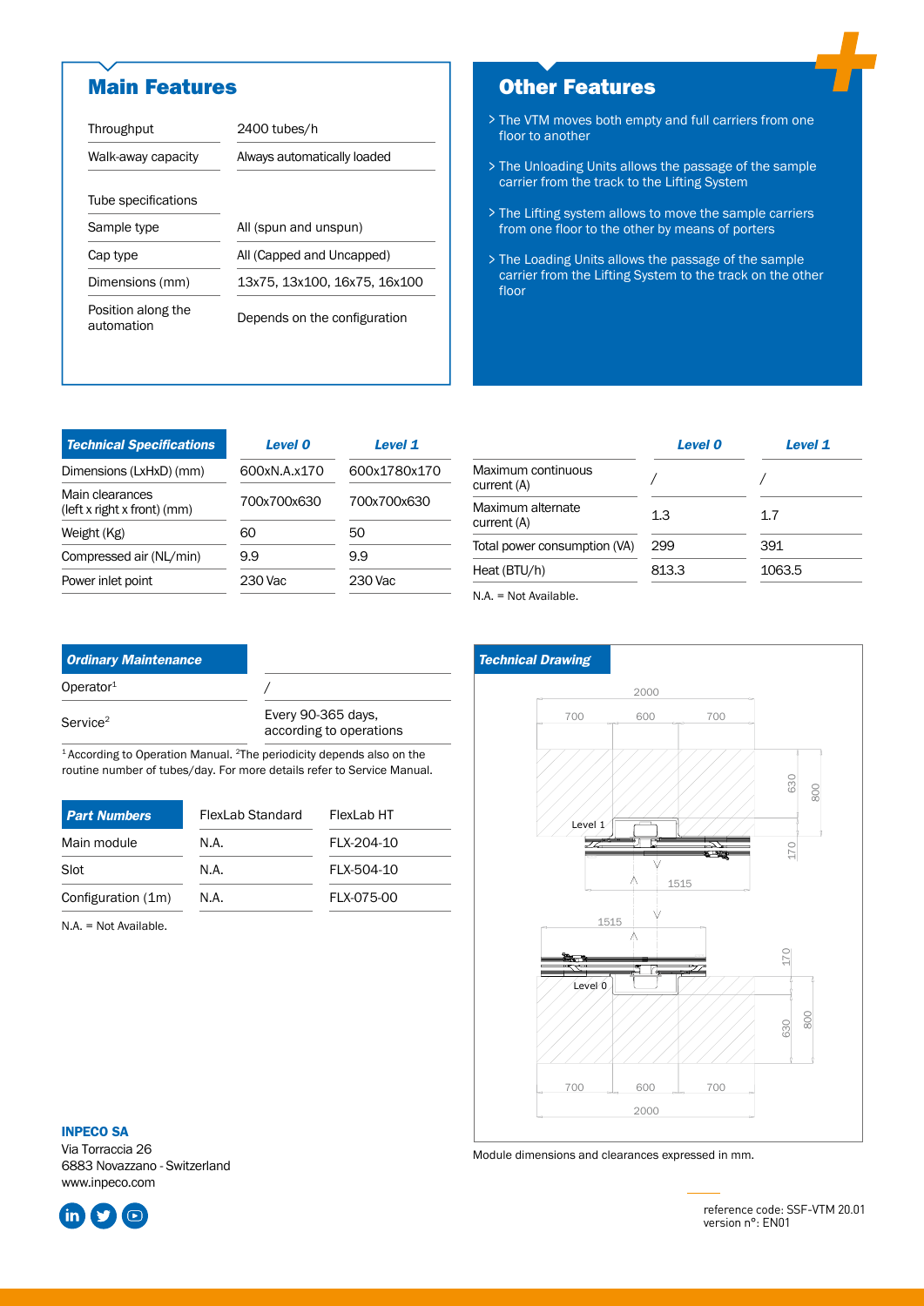## Main Features

| | |
|---|---|
| Throughput | 2400 tubes/h |
| Walk-away capacity | Always automatically loaded |
| Tube specifications | |
| Sample type | All (spun and unspun) |
| Cap type | All (Capped and Uncapped) |
| Dimensions (mm) | 13x75, 13x100, 16x75, 16x100 |
| Position along the automation | Depends on the configuration |

## Other Features

- The VTM moves both empty and full carriers from one floor to another
- The Unloading Units allows the passage of the sample carrier from the track to the Lifting System
- The Lifting system allows to move the sample carriers from one floor to the other by means of porters
- The Loading Units allows the passage of the sample carrier from the Lifting System to the track on the other floor

| ***Technical Specifications*** | ***Level 0*** | ***Level 1*** |
|---|---|---|
| Dimensions (LxHxD) (mm) | 600xN.A.x170 | 600x1780x170 |
| Main clearances (left x right x front) (mm) | 700x700x630 | 700x700x630 |
| Weight (Kg) | 60 | 50 |
| Compressed air (NL/min) | 9.9 | 9.9 |
| Power inlet point | 230 Vac | 230 Vac |

| | ***Level 0*** | ***Level 1*** |
|---|---|---|
| Maximum continuous current (A) | / | / |
| Maximum alternate current (A) | 1.3 | 1.7 |
| Total power consumption (VA) | 299 | 391 |
| Heat (BTU/h) | 813.3 | 1063.5 |

N.A. = Not Available.

| ***Ordinary Maintenance*** | |
|---|---|
| Operator[1] | / |
| Service[2] | Every 90-365 days, according to operations |

[1] According to Operation Manual. [2] The periodicity depends also on the routine number of tubes/day. For more details refer to Service Manual.

| ***Part Numbers*** | FlexLab Standard | FlexLab HT |
|---|---|---|
| Main module | N.A. | FLX-204-10 |
| Slot | N.A. | FLX-504-10 |
| Configuration (1m) | N.A. | FLX-075-00 |

N.A. = Not Available.

***Technical Drawing***

2000
700 600 700
630 800
Level 1
170
1515
1515
170
Level 0
630 800
700 600 700
2000

Module dimensions and clearances expressed in mm.

**INPECO SA**
Via Torraccia 26
6883 Novazzano - Switzerland
www.inpeco.com

reference code: SSF-VTM 20.01
version n°: EN01